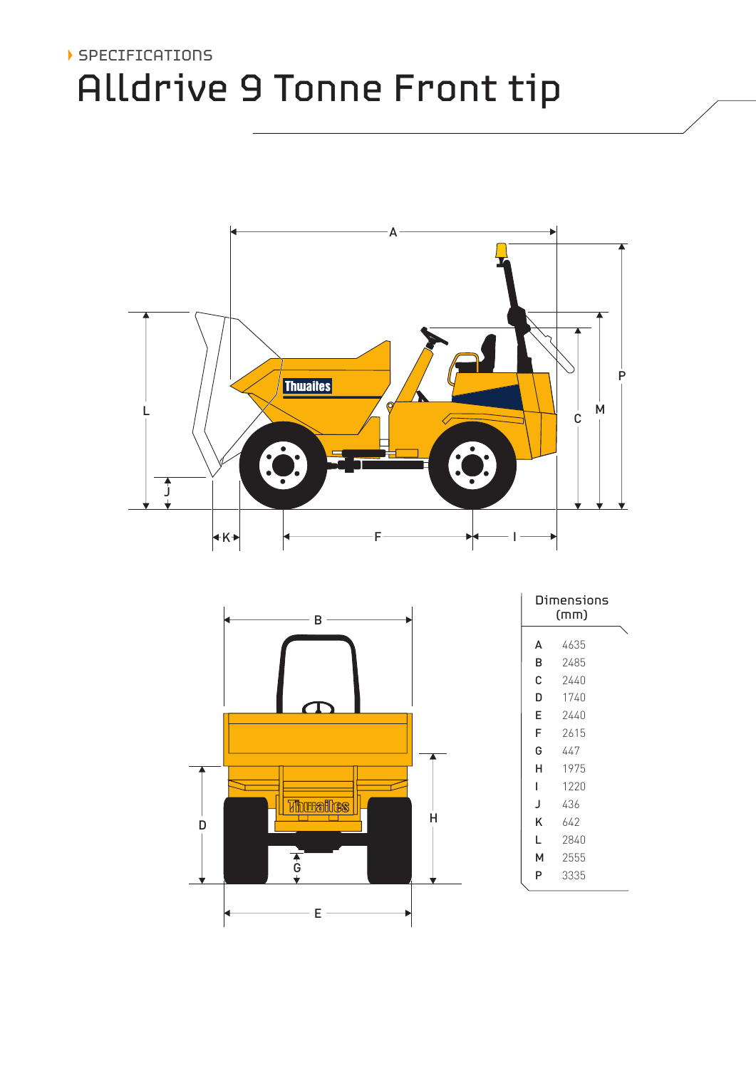SPECIFICATIONS

# Alldrive 9 Tonne Front tip

| Dimensions (mm) | |
|---|---|
| A | 4635 |
| B | 2485 |
| C | 2440 |
| D | 1740 |
| E | 2440 |
| F | 2615 |
| G | 447 |
| H | 1975 |
| I | 1220 |
| J | 436 |
| K | 642 |
| L | 2840 |
| M | 2555 |
| P | 3335 |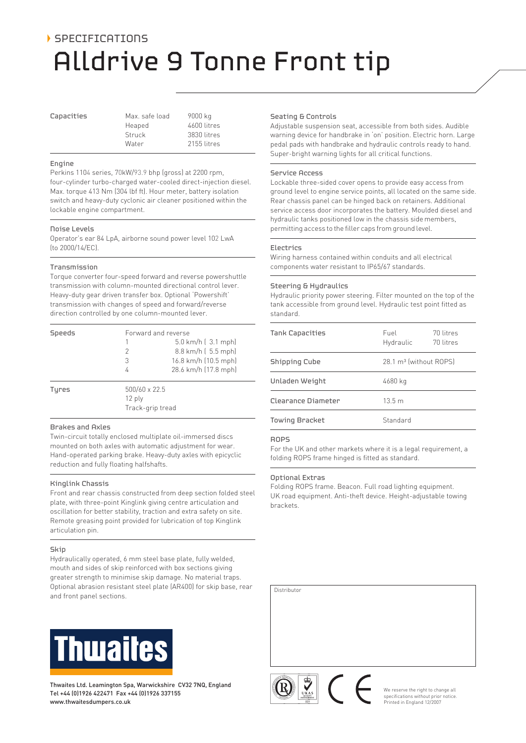SPECIFICATIONS

# Alldrive 9 Tonne Front tip

## Capacities

| | | |
|---|---|---|
| Capacities | Max. safe load | 9000 kg |
| | Heaped | 4600 litres |
| | Struck | 3830 litres |
| | Water | 2155 litres |

## Engine

Perkins 1104 series, 70kW/93.9 bhp (gross) at 2200 rpm, four-cylinder turbo-charged water-cooled direct-injection diesel. Max. torque 413 Nm (304 lbf ft). Hour meter, battery isolation switch and heavy-duty cyclonic air cleaner positioned within the lockable engine compartment.

## Noise Levels

Operator's ear 84 LpA, airborne sound power level 102 LwA (to 2000/14/EC).

## Transmission

Torque converter four-speed forward and reverse powershuttle transmission with column-mounted directional control lever. Heavy-duty gear driven transfer box. Optional 'Powershift' transmission with changes of speed and forward/reverse direction controlled by one column-mounted lever.

| | | |
|---|---|---|
| Speeds | Forward and reverse | |
| | 1 | 5.0 km/h ( 3.1 mph) |
| | 2 | 8.8 km/h ( 5.5 mph) |
| | 3 | 16.8 km/h (10.5 mph) |
| | 4 | 28.6 km/h (17.8 mph) |
| Tyres | 500/60 x 22.5<br>12 ply<br>Track-grip tread | |

## Brakes and Axles

Twin-circuit totally enclosed multiplate oil-immersed discs mounted on both axles with automatic adjustment for wear. Hand-operated parking brake. Heavy-duty axles with epicyclic reduction and fully floating halfshafts.

## Kinglink Chassis

Front and rear chassis constructed from deep section folded steel plate, with three-point Kinglink giving centre articulation and oscillation for better stability, traction and extra safety on site. Remote greasing point provided for lubrication of top Kinglink articulation pin.

## Skip

Hydraulically operated, 6 mm steel base plate, fully welded, mouth and sides of skip reinforced with box sections giving greater strength to minimise skip damage. No material traps. Optional abrasion resistant steel plate (AR400) for skip base, rear and front panel sections.

## Seating & Controls

Adjustable suspension seat, accessible from both sides. Audible warning device for handbrake in 'on' position. Electric horn. Large pedal pads with handbrake and hydraulic controls ready to hand. Super-bright warning lights for all critical functions.

## Service Access

Lockable three-sided cover opens to provide easy access from ground level to engine service points, all located on the same side. Rear chassis panel can be hinged back on retainers. Additional service access door incorporates the battery. Moulded diesel and hydraulic tanks positioned low in the chassis side members, permitting access to the filler caps from ground level.

## Electrics

Wiring harness contained within conduits and all electrical components water resistant to IP65/67 standards.

## Steering & Hydraulics

Hydraulic priority power steering. Filter mounted on the top of the tank accessible from ground level. Hydraulic test point fitted as standard.

| | | |
|---|---|---|
| Tank Capacities | Fuel | 70 litres |
| | Hydraulic | 70 litres |
| Shipping Cube | 28.1 m³ (without ROPS) | |
| Unladen Weight | 4680 kg | |
| Clearance Diameter | 13.5 m | |
| Towing Bracket | Standard | |

## ROPS

For the UK and other markets where it is a legal requirement, a folding ROPS frame hinged is fitted as standard.

## Optional Extras

Folding ROPS frame. Beacon. Full road lighting equipment. UK road equipment. Anti-theft device. Height-adjustable towing brackets.

Distributor

Thwaites

Thwaites Ltd. Leamington Spa, Warwickshire CV32 7NQ, England
Tel +44 (0)1926 422471 Fax +44 (0)1926 337155
www.thwaitesdumpers.co.uk

We reserve the right to change all specifications without prior notice.
Printed in England 12/2007